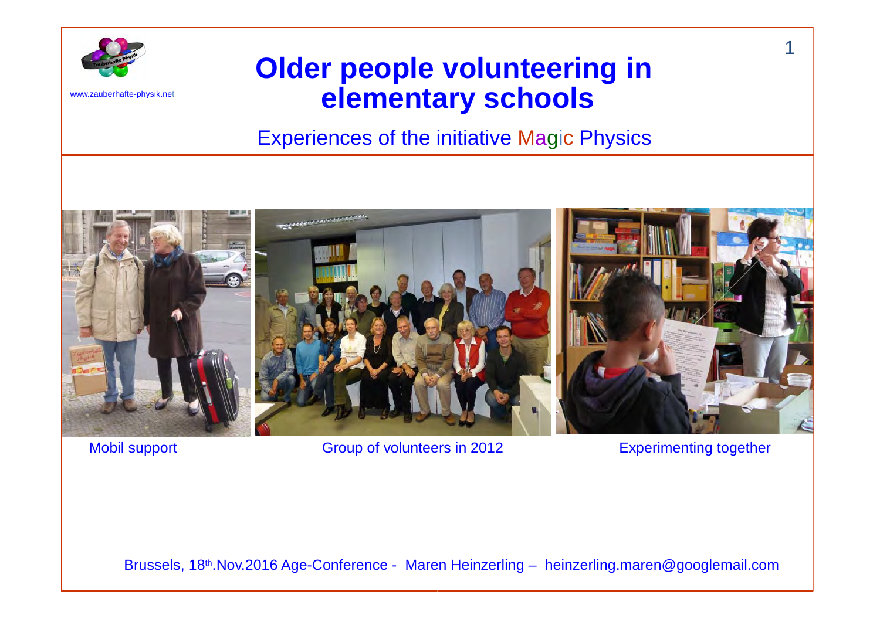www.zauberhafte-physik.net

# Older people volunteering in elementary schools

## Experiences of the initiative Magic Physics

Mobil support

Group of volunteers in 2012

Experimenting together

Brussels, 18th.Nov.2016 Age-Conference - Maren Heinzerling – heinzerling.maren@googlemail.com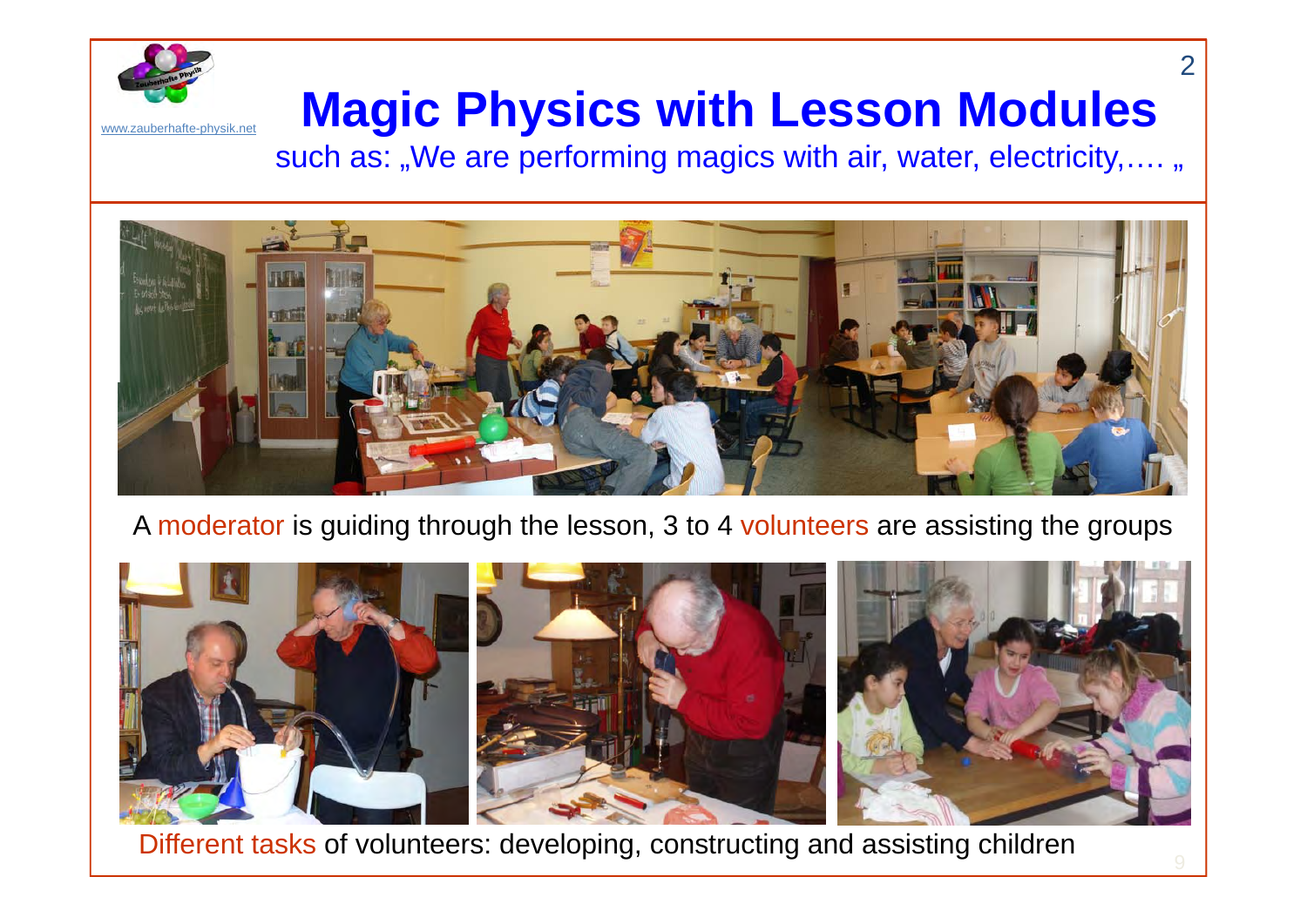www.zauberhafte-physik.net

# Magic Physics with Lesson Modules

such as: „We are performing magics with air, water, electricity,…. „

A moderator is guiding through the lesson, 3 to 4 volunteers are assisting the groups

Different tasks of volunteers: developing, constructing and assisting children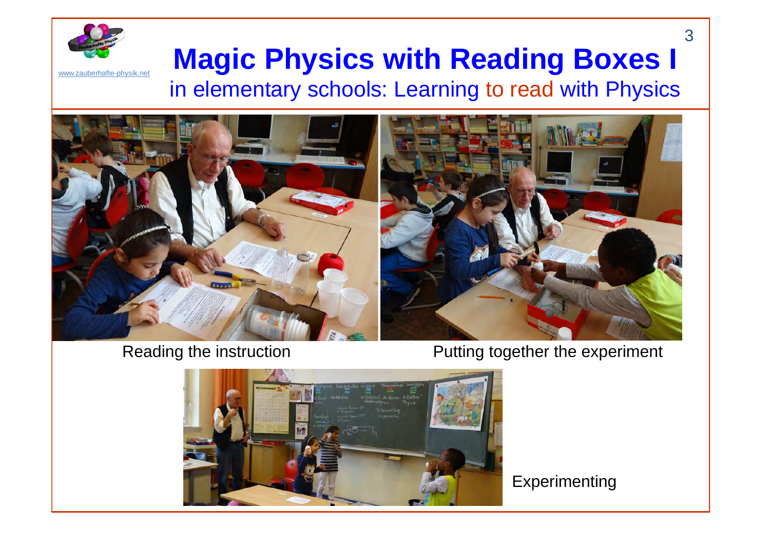www.zauberhafte-physik.net

# Magic Physics with Reading Boxes I

## in elementary schools: Learning to read with Physics

Reading the instruction

Putting together the experiment

Experimenting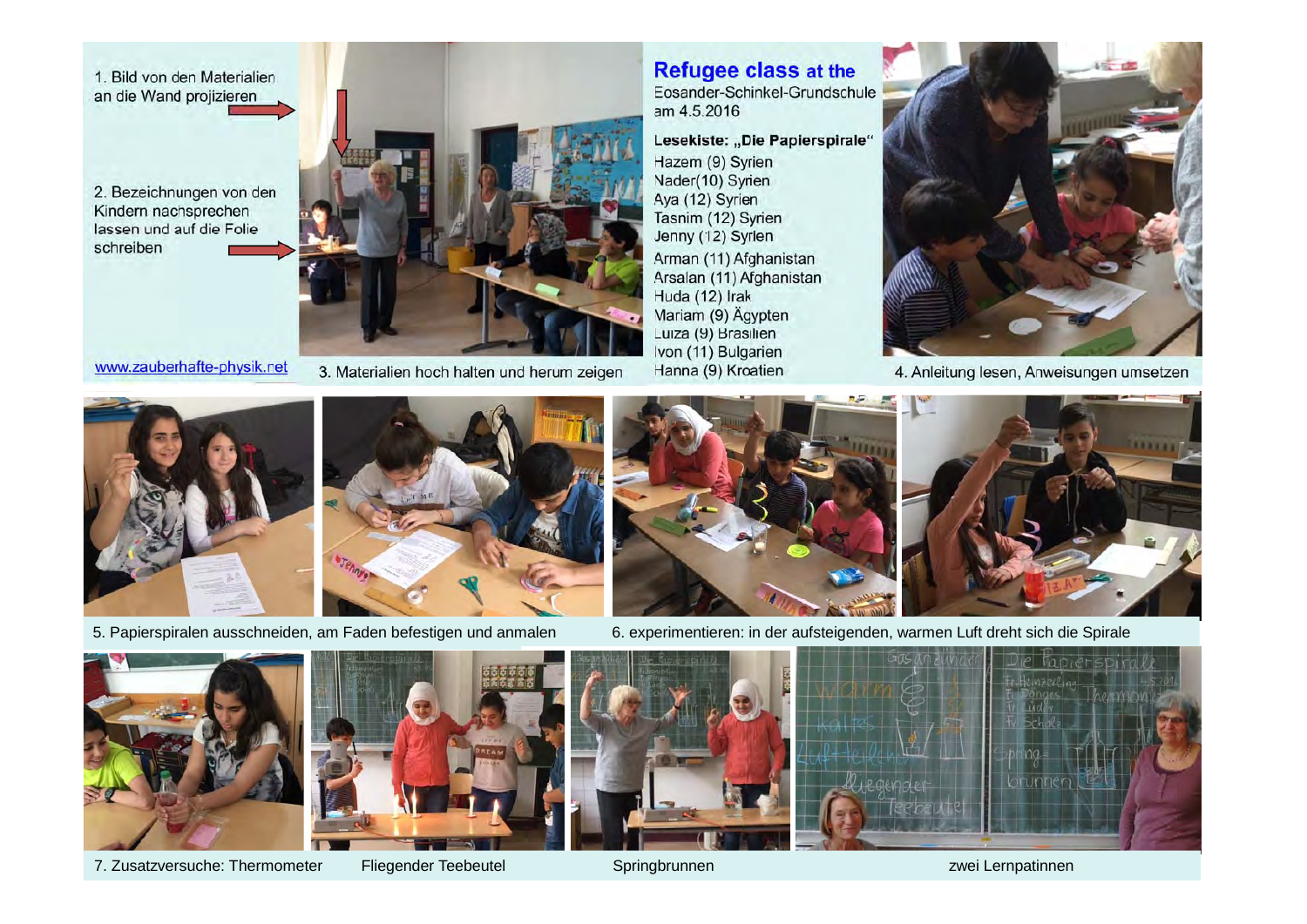1. Bild von den Materialien an die Wand projizieren

2. Bezeichnungen von den Kindern nachsprechen lassen und auf die Folie schreiben

www.zauberhafte-physik.net

3. Materialien hoch halten und herum zeigen

## Refugee class at the

Eosander-Schinkel-Grundschule am 4.5.2016

**Lesekiste: „Die Papierspirale“**

Hazem (9) Syrien
Nader(10) Syrien
Aya (12) Syrien
Tasnim (12) Syrien
Jenny (12) Syrien
Arman (11) Afghanistan
Arsalan (11) Afghanistan
Huda (12) Irak
Mariam (9) Ägypten
Luiza (9) Brasilien
Ivon (11) Bulgarien
Hanna (9) Kroatien

4. Anleitung lesen, Anweisungen umsetzen

5. Papierspiralen ausschneiden, am Faden befestigen und anmalen

6. experimentieren: in der aufsteigenden, warmen Luft dreht sich die Spirale

7. Zusatzversuche: Thermometer

Fliegender Teebeutel

Springbrunnen

zwei Lernpatinnen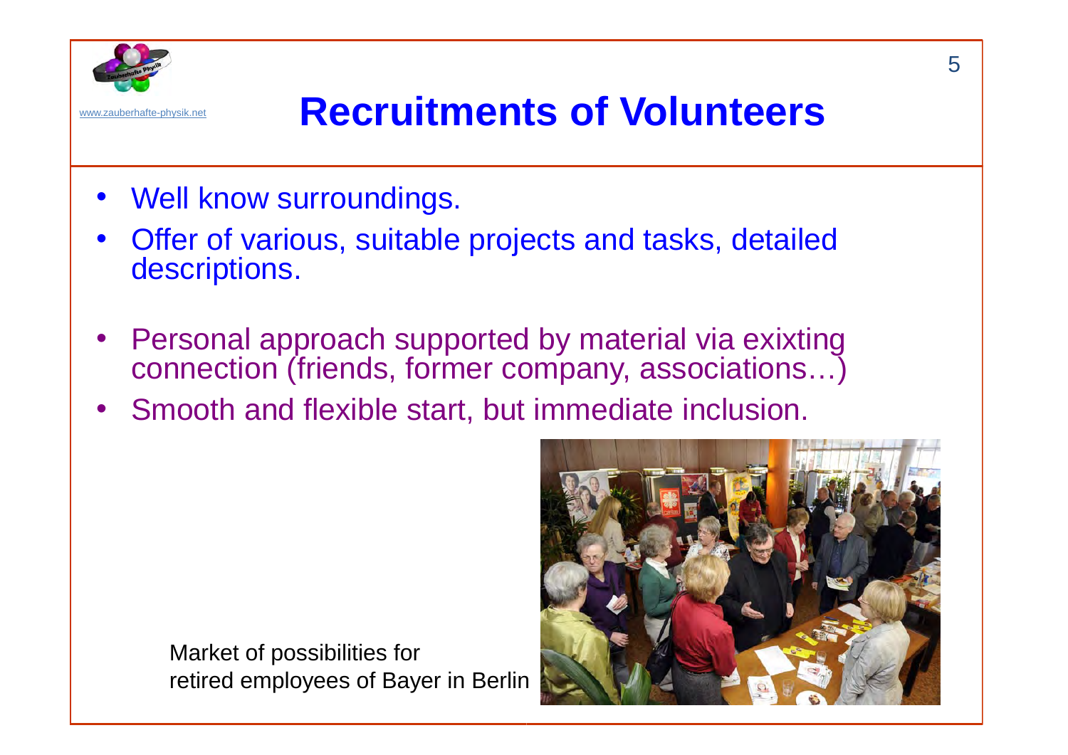www.zauberhafte-physik.net

# Recruitments of Volunteers

- Well know surroundings.
- Offer of various, suitable projects and tasks, detailed descriptions.

- Personal approach supported by material via exixting connection (friends, former company, associations…)
- Smooth and flexible start, but immediate inclusion.

Market of possibilities for retired employees of Bayer in Berlin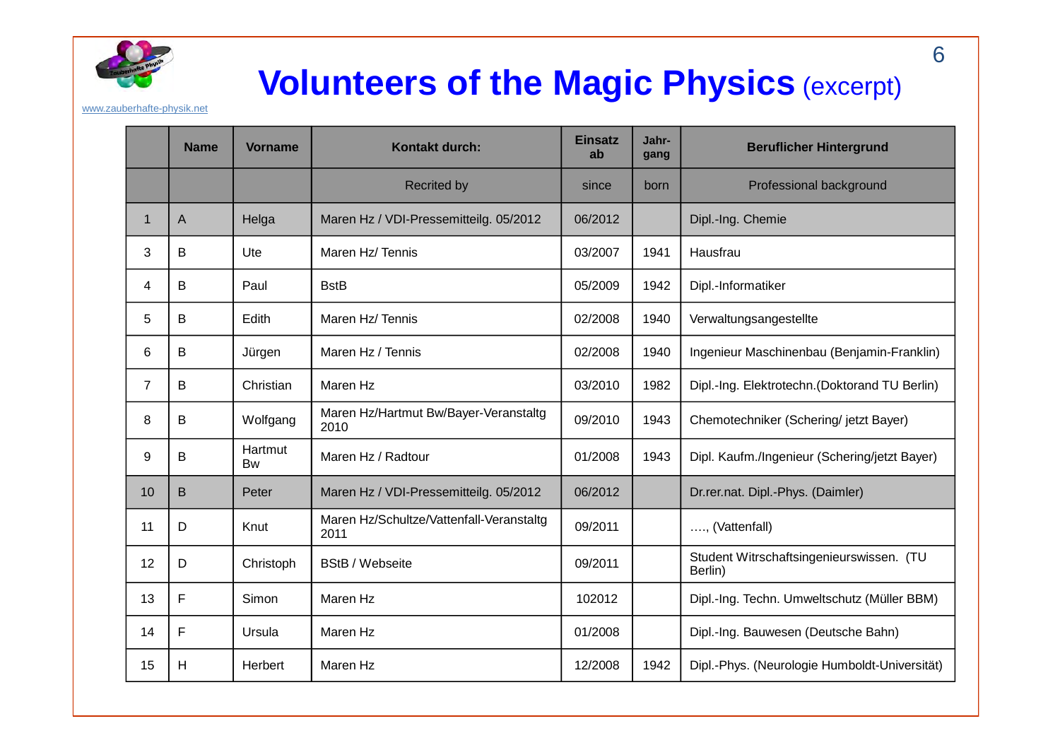www.zauberhafte-physik.net

# Volunteers of the Magic Physics (excerpt)

| | Name | Vorname | Kontakt durch: | Einsatz ab | Jahr-gang | Beruflicher Hintergrund |
|---|---|---|---|---|---|---|
| | | | Recrited by | since | born | Professional background |
| 1 | A | Helga | Maren Hz / VDI-Pressemitteilg. 05/2012 | 06/2012 | | Dipl.-Ing. Chemie |
| 3 | B | Ute | Maren Hz/ Tennis | 03/2007 | 1941 | Hausfrau |
| 4 | B | Paul | BstB | 05/2009 | 1942 | Dipl.-Informatiker |
| 5 | B | Edith | Maren Hz/ Tennis | 02/2008 | 1940 | Verwaltungsangestellte |
| 6 | B | Jürgen | Maren Hz / Tennis | 02/2008 | 1940 | Ingenieur Maschinenbau (Benjamin-Franklin) |
| 7 | B | Christian | Maren Hz | 03/2010 | 1982 | Dipl.-Ing. Elektrotechn.(Doktorand TU Berlin) |
| 8 | B | Wolfgang | Maren Hz/Hartmut Bw/Bayer-Veranstaltg 2010 | 09/2010 | 1943 | Chemotechniker (Schering/ jetzt Bayer) |
| 9 | B | Hartmut Bw | Maren Hz / Radtour | 01/2008 | 1943 | Dipl. Kaufm./Ingenieur (Schering/jetzt Bayer) |
| 10 | B | Peter | Maren Hz / VDI-Pressemitteilg. 05/2012 | 06/2012 | | Dr.rer.nat. Dipl.-Phys. (Daimler) |
| 11 | D | Knut | Maren Hz/Schultze/Vattenfall-Veranstaltg 2011 | 09/2011 | | …., (Vattenfall) |
| 12 | D | Christoph | BStB / Webseite | 09/2011 | | Student Witrschaftsingenieurswissen. (TU Berlin) |
| 13 | F | Simon | Maren Hz | 102012 | | Dipl.-Ing. Techn. Umweltschutz (Müller BBM) |
| 14 | F | Ursula | Maren Hz | 01/2008 | | Dipl.-Ing. Bauwesen (Deutsche Bahn) |
| 15 | H | Herbert | Maren Hz | 12/2008 | 1942 | Dipl.-Phys. (Neurologie Humboldt-Universität) |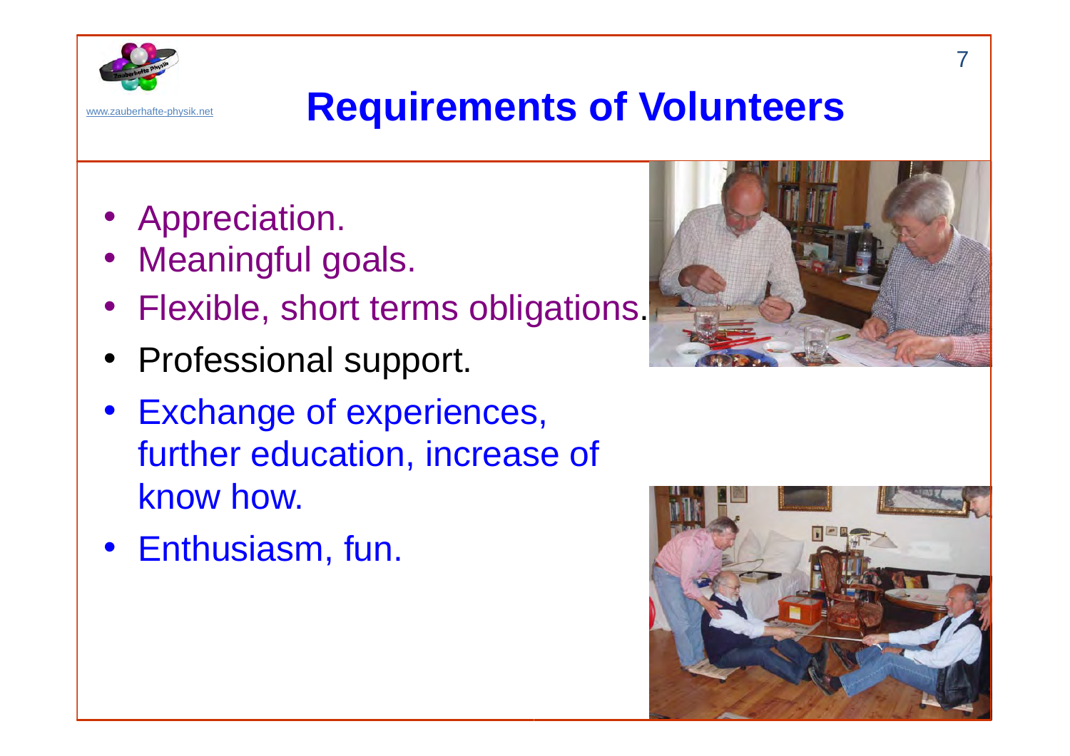# Requirements of Volunteers

- Appreciation.
- Meaningful goals.
- Flexible, short terms obligations.
- Professional support.
- Exchange of experiences, further education, increase of know how.
- Enthusiasm, fun.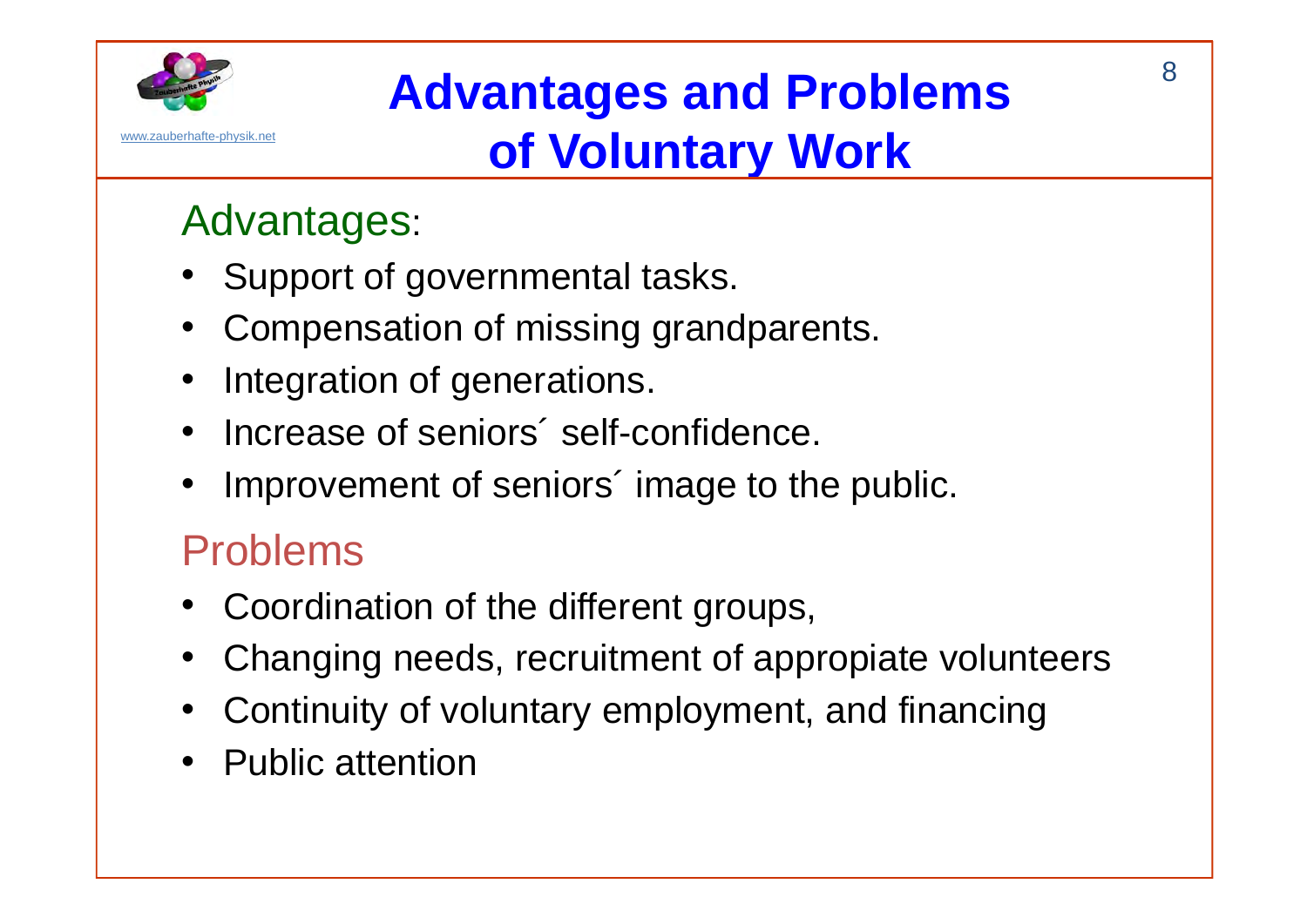# Advantages and Problems of Voluntary Work

## Advantages:

- Support of governmental tasks.
- Compensation of missing grandparents.
- Integration of generations.
- Increase of seniors´ self-confidence.
- Improvement of seniors´ image to the public.

## Problems

- Coordination of the different groups,
- Changing needs, recruitment of appropiate volunteers
- Continuity of voluntary employment, and financing
- Public attention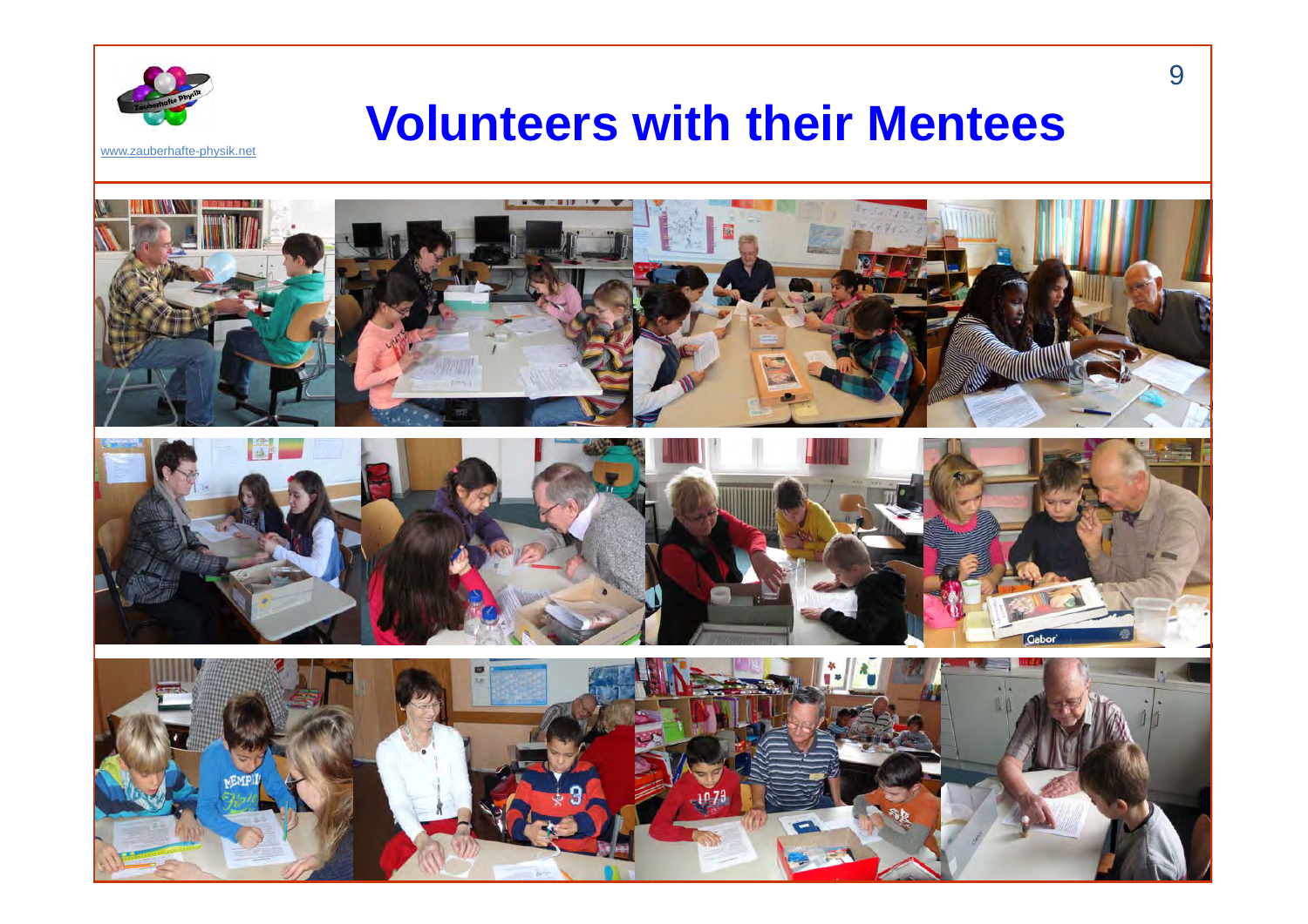www.zauberhafte-physik.net

# Volunteers with their Mentees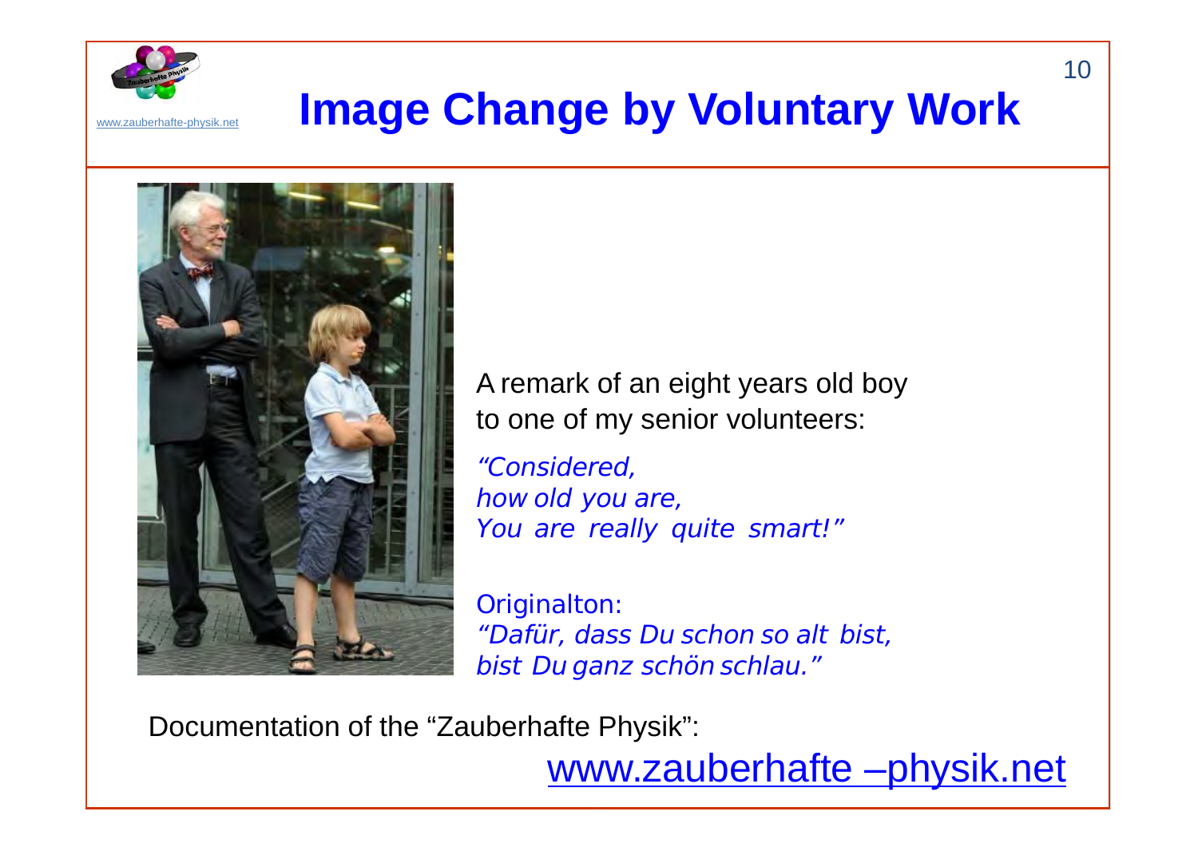www.zauberhafte-physik.net

# Image Change by Voluntary Work

A remark of an eight years old boy to one of my senior volunteers:

*"Considered,
how old you are,
You are really quite smart!"*

Originalton:
*"Dafür, dass Du schon so alt bist,
bist Du ganz schön schlau."*

Documentation of the "Zauberhafte Physik":

www.zauberhafte –physik.net